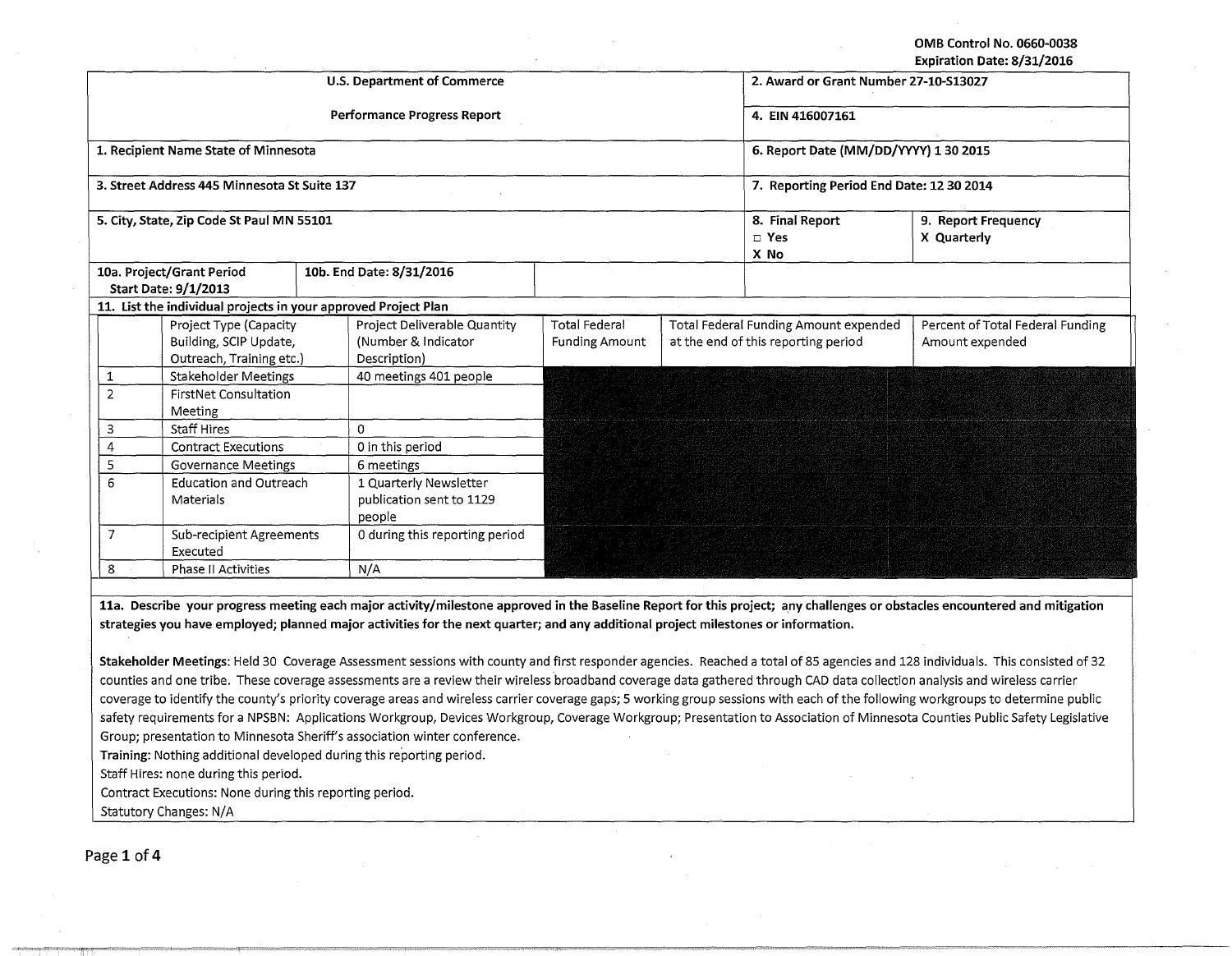OMB Control No. 0660-0038
Expiration Date: 8/31/2016

| U.S. Department of Commerce | 2. Award or Grant Number 27-10-S13027 |
|---|---|
| Performance Progress Report | 4. EIN 416007161 |
| 1. Recipient Name State of Minnesota | 6. Report Date (MM/DD/YYYY) 1 30 2015 |
| 3. Street Address 445 Minnesota St Suite 137 | 7. Reporting Period End Date: 12 30 2014 |
| 5. City, State, Zip Code St Paul MN 55101 | 8. Final Report ☐ Yes X No / 9. Report Frequency X Quarterly |
| 10a. Project/Grant Period Start Date: 9/1/2013 / 10b. End Date: 8/31/2016 | |

**11. List the individual projects in your approved Project Plan**

| | Project Type (Capacity Building, SCIP Update, Outreach, Training etc.) | Project Deliverable Quantity (Number & Indicator Description) | Total Federal Funding Amount | Total Federal Funding Amount expended at the end of this reporting period | Percent of Total Federal Funding Amount expended |
|---|---|---|---|---|---|
| 1 | Stakeholder Meetings | 40 meetings 401 people | | | |
| 2 | FirstNet Consultation Meeting | | | | |
| 3 | Staff Hires | 0 | | | |
| 4 | Contract Executions | 0 in this period | | | |
| 5 | Governance Meetings | 6 meetings | | | |
| 6 | Education and Outreach Materials | 1 Quarterly Newsletter publication sent to 1129 people | | | |
| 7 | Sub-recipient Agreements Executed | 0 during this reporting period | | | |
| 8 | Phase II Activities | N/A | | | |

**11a. Describe your progress meeting each major activity/milestone approved in the Baseline Report for this project; any challenges or obstacles encountered and mitigation strategies you have employed; planned major activities for the next quarter; and any additional project milestones or information.**

**Stakeholder Meetings**: Held 30 Coverage Assessment sessions with county and first responder agencies. Reached a total of 85 agencies and 128 individuals. This consisted of 32 counties and one tribe. These coverage assessments are a review their wireless broadband coverage data gathered through CAD data collection analysis and wireless carrier coverage to identify the county's priority coverage areas and wireless carrier coverage gaps; 5 working group sessions with each of the following workgroups to determine public safety requirements for a NPSBN: Applications Workgroup, Devices Workgroup, Coverage Workgroup; Presentation to Association of Minnesota Counties Public Safety Legislative Group; presentation to Minnesota Sheriff's association winter conference.

**Training**: Nothing additional developed during this reporting period.

Staff Hires: none during this period.

Contract Executions: None during this reporting period.

Statutory Changes: N/A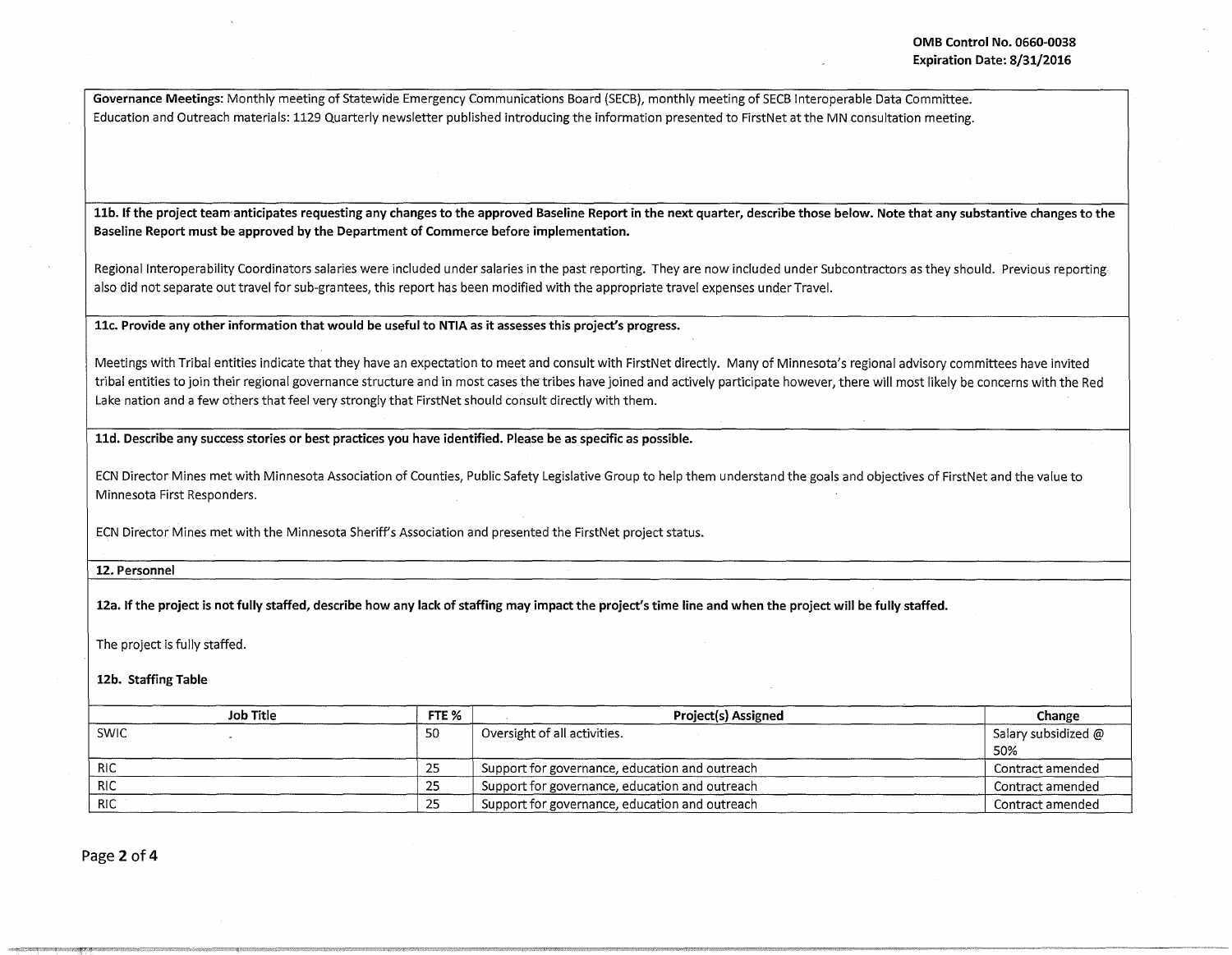**Governance Meetings:** Monthly meeting of Statewide Emergency Communications Board (SECB), monthly meeting of SECB Interoperable Data Committee.
Education and Outreach materials: 1129 Quarterly newsletter published introducing the information presented to FirstNet at the MN consultation meeting.

**11b. If the project team anticipates requesting any changes to the approved Baseline Report in the next quarter, describe those below. Note that any substantive changes to the Baseline Report must be approved by the Department of Commerce before implementation.**

Regional Interoperability Coordinators salaries were included under salaries in the past reporting. They are now included under Subcontractors as they should. Previous reporting also did not separate out travel for sub-grantees, this report has been modified with the appropriate travel expenses under Travel.

**11c. Provide any other information that would be useful to NTIA as it assesses this project's progress.**

Meetings with Tribal entities indicate that they have an expectation to meet and consult with FirstNet directly. Many of Minnesota's regional advisory committees have invited tribal entities to join their regional governance structure and in most cases the tribes have joined and actively participate however, there will most likely be concerns with the Red Lake nation and a few others that feel very strongly that FirstNet should consult directly with them.

**11d. Describe any success stories or best practices you have identified. Please be as specific as possible.**

ECN Director Mines met with Minnesota Association of Counties, Public Safety Legislative Group to help them understand the goals and objectives of FirstNet and the value to Minnesota First Responders.

ECN Director Mines met with the Minnesota Sheriff's Association and presented the FirstNet project status.

**12. Personnel**

**12a. If the project is not fully staffed, describe how any lack of staffing may impact the project's time line and when the project will be fully staffed.**

The project is fully staffed.

**12b. Staffing Table**

| Job Title | FTE % | Project(s) Assigned | Change |
|---|---|---|---|
| SWIC | 50 | Oversight of all activities. | Salary subsidized @ 50% |
| RIC | 25 | Support for governance, education and outreach | Contract amended |
| RIC | 25 | Support for governance, education and outreach | Contract amended |
| RIC | 25 | Support for governance, education and outreach | Contract amended |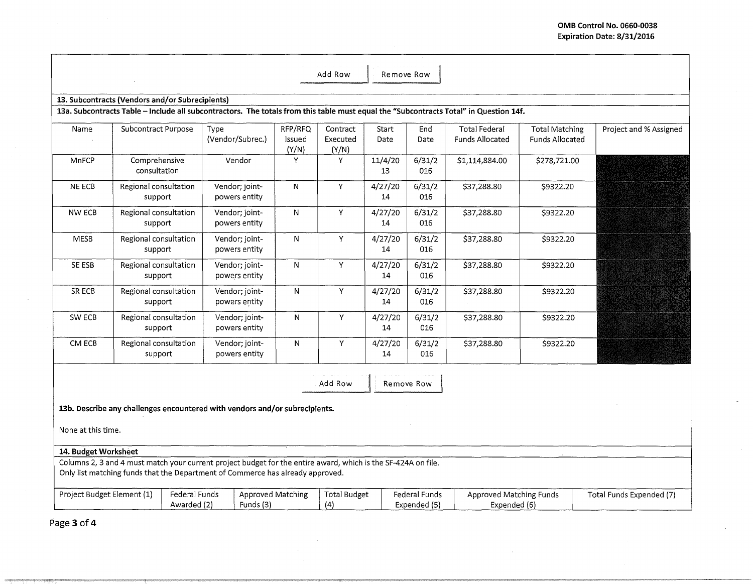OMB Control No. 0660-0038
Expiration Date: 8/31/2016

Add Row | Remove Row

**13. Subcontracts (Vendors and/or Subrecipients)**

**13a. Subcontracts Table – Include all subcontractors. The totals from this table must equal the "Subcontracts Total" in Question 14f.**

| Name | Subcontract Purpose | Type (Vendor/Subrec.) | RFP/RFQ Issued (Y/N) | Contract Executed (Y/N) | Start Date | End Date | Total Federal Funds Allocated | Total Matching Funds Allocated | Project and % Assigned |
|---|---|---|---|---|---|---|---|---|---|
| MnFCP | Comprehensive consultation | Vendor | Y | Y | 11/4/2013 | 6/31/2016 | $1,114,884.00 | $278,721.00 | |
| NE ECB | Regional consultation support | Vendor; joint-powers entity | N | Y | 4/27/2014 | 6/31/2016 | $37,288.80 | $9322.20 | |
| NW ECB | Regional consultation support | Vendor; joint-powers entity | N | Y | 4/27/2014 | 6/31/2016 | $37,288.80 | $9322.20 | |
| MESB | Regional consultation support | Vendor; joint-powers entity | N | Y | 4/27/2014 | 6/31/2016 | $37,288.80 | $9322.20 | |
| SE ESB | Regional consultation support | Vendor; joint-powers entity | N | Y | 4/27/2014 | 6/31/2016 | $37,288.80 | $9322.20 | |
| SR ECB | Regional consultation support | Vendor; joint-powers entity | N | Y | 4/27/2014 | 6/31/2016 | $37,288.80 | $9322.20 | |
| SW ECB | Regional consultation support | Vendor; joint-powers entity | N | Y | 4/27/2014 | 6/31/2016 | $37,288.80 | $9322.20 | |
| CM ECB | Regional consultation support | Vendor; joint-powers entity | N | Y | 4/27/2014 | 6/31/2016 | $37,288.80 | $9322.20 | |

Add Row | Remove Row

**13b. Describe any challenges encountered with vendors and/or subrecipients.**

None at this time.

**14. Budget Worksheet**

Columns 2, 3 and 4 must match your current project budget for the entire award, which is the SF-424A on file.
Only list matching funds that the Department of Commerce has already approved.

| Project Budget Element (1) | Federal Funds Awarded (2) | Approved Matching Funds (3) | Total Budget (4) | Federal Funds Expended (5) | Approved Matching Funds Expended (6) | Total Funds Expended (7) |
|---|---|---|---|---|---|---|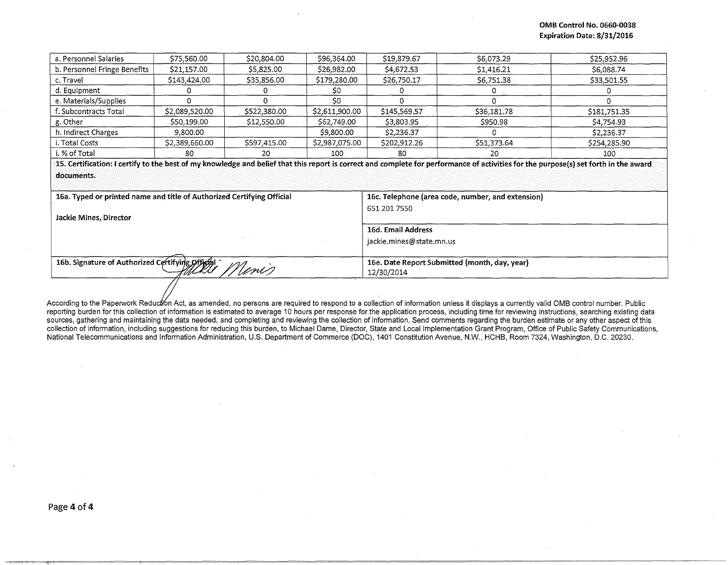OMB Control No. 0660-0038
Expiration Date: 8/31/2016

| | | | | | | |
|---|---|---|---|---|---|---|
| a. Personnel Salaries | $75,560.00 | $20,804.00 | $96,364.00 | $19,879.67 | $6,073.29 | $25,952.96 |
| b. Personnel Fringe Benefits | $21,157.00 | $5,825.00 | $26,982.00 | $4,672.53 | $1,416.21 | $6,088.74 |
| c. Travel | $143,424.00 | $35,856.00 | $179,280.00 | $26,750.17 | $6,751.38 | $33,501.55 |
| d. Equipment | 0 | 0 | $0 | 0 | 0 | 0 |
| e. Materials/Supplies | 0 | 0 | $0 | 0 | 0 | 0 |
| f. Subcontracts Total | $2,089,520.00 | $522,380.00 | $2,611,900.00 | $145,569.57 | $36,181.78 | $181,751.35 |
| g. Other | $50,199.00 | $12,550.00 | $62,749.00 | $3,803.95 | $950.98 | $4,754.93 |
| h. Indirect Charges | 9,800.00 | | $9,800.00 | $2,236.37 | 0 | $2,236.37 |
| i. Total Costs | $2,389,660.00 | $597,415.00 | $2,987,075.00 | $202,912.26 | $51,373.64 | $254,285.90 |
| i. % of Total | 80 | 20 | 100 | 80 | 20 | 100 |

**15. Certification: I certify to the best of my knowledge and belief that this report is correct and complete for performance of activities for the purpose(s) set forth in the award documents.**

| | |
|---|---|
| **16a. Typed or printed name and title of Authorized Certifying Official**<br><br>**Jackie Mines, Director** | **16c. Telephone (area code, number, and extension)**<br>651 201 7550 |
| | **16d. Email Address**<br>jackie.mines@state.mn.us |
| **16b. Signature of Authorized Certifying Official** Jackie Mines | **16e. Date Report Submitted (month, day, year)**<br>12/30/2014 |

According to the Paperwork Reduction Act, as amended, no persons are required to respond to a collection of information unless it displays a currently valid OMB control number. Public reporting burden for this collection of information is estimated to average 10 hours per response for the application process, including time for reviewing instructions, searching existing data sources, gathering and maintaining the data needed, and completing and reviewing the collection of information. Send comments regarding the burden estimate or any other aspect of this collection of information, including suggestions for reducing this burden, to Michael Dame, Director, State and Local Implementation Grant Program, Office of Public Safety Communications, National Telecommunications and Information Administration, U.S. Department of Commerce (DOC), 1401 Constitution Avenue, N.W., HCHB, Room 7324, Washington, D.C. 20230.